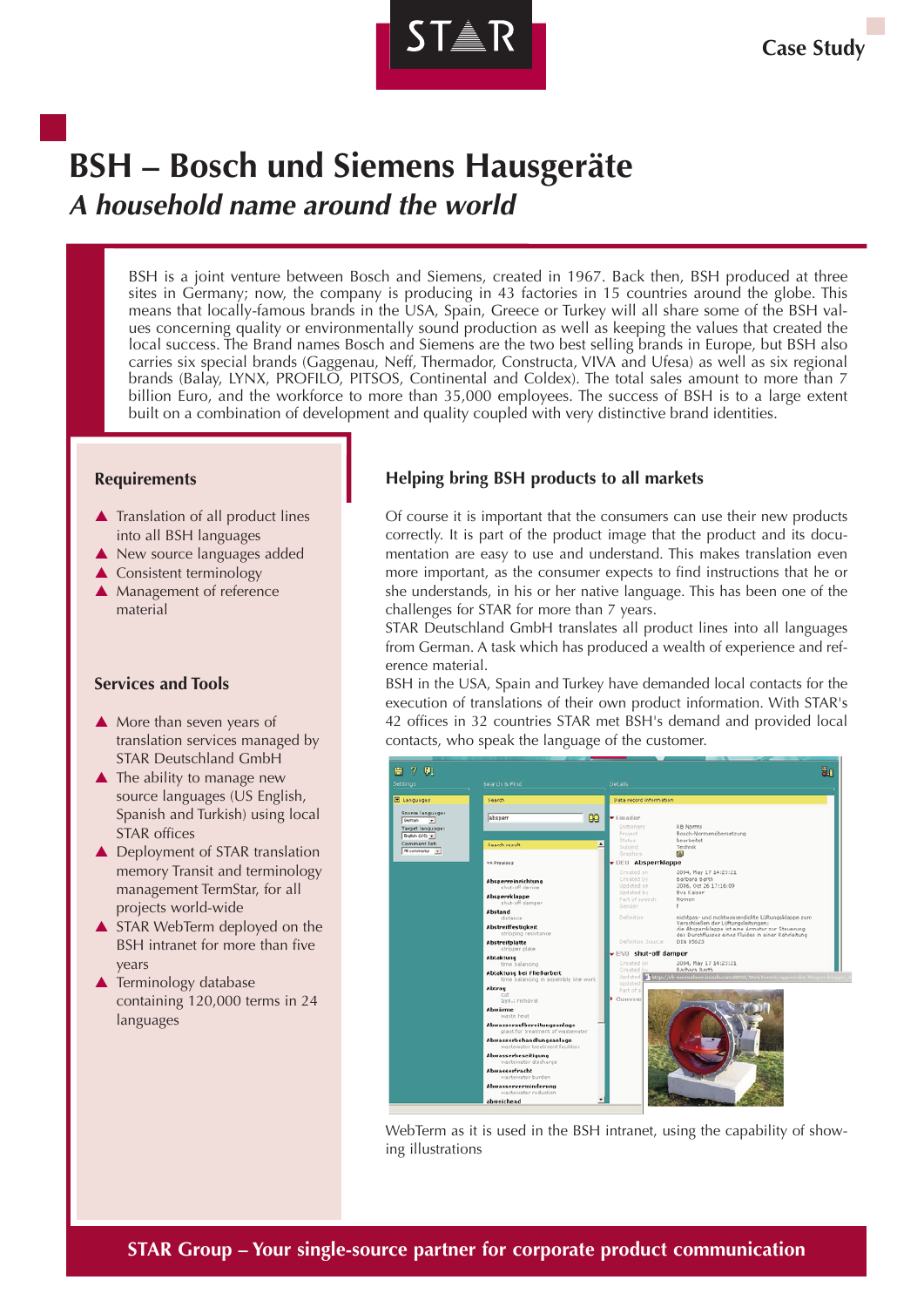Case Study

# BSH – Bosch und Siemens Hausgeräte

## *A household name around the world*

BSH is a joint venture between Bosch and Siemens, created in 1967. Back then, BSH produced at three sites in Germany; now, the company is producing in 43 factories in 15 countries around the globe. This means that locally-famous brands in the USA, Spain, Greece or Turkey will all share some of the BSH values concerning quality or environmentally sound production as well as keeping the values that created the local success. The Brand names Bosch and Siemens are the two best selling brands in Europe, but BSH also carries six special brands (Gaggenau, Neff, Thermador, Constructa, VIVA and Ufesa) as well as six regional brands (Balay, LYNX, PROFILO, PITSOS, Continental and Coldex). The total sales amount to more than 7 billion Euro, and the workforce to more than 35,000 employees. The success of BSH is to a large extent built on a combination of development and quality coupled with very distinctive brand identities.

### Requirements

- Translation of all product lines into all BSH languages
- New source languages added
- Consistent terminology
- Management of reference material

### Services and Tools

- More than seven years of translation services managed by STAR Deutschland GmbH
- The ability to manage new source languages (US English, Spanish and Turkish) using local STAR offices
- Deployment of STAR translation memory Transit and terminology management TermStar, for all projects world-wide
- STAR WebTerm deployed on the BSH intranet for more than five years
- Terminology database containing 120,000 terms in 24 languages

### Helping bring BSH products to all markets

Of course it is important that the consumers can use their new products correctly. It is part of the product image that the product and its documentation are easy to use and understand. This makes translation even more important, as the consumer expects to find instructions that he or she understands, in his or her native language. This has been one of the challenges for STAR for more than 7 years.

STAR Deutschland GmbH translates all product lines into all languages from German. A task which has produced a wealth of experience and reference material.

BSH in the USA, Spain and Turkey have demanded local contacts for the execution of translations of their own product information. With STAR's 42 offices in 32 countries STAR met BSH's demand and provided local contacts, who speak the language of the customer.

WebTerm as it is used in the BSH intranet, using the capability of showing illustrations

**STAR Group – Your single-source partner for corporate product communication**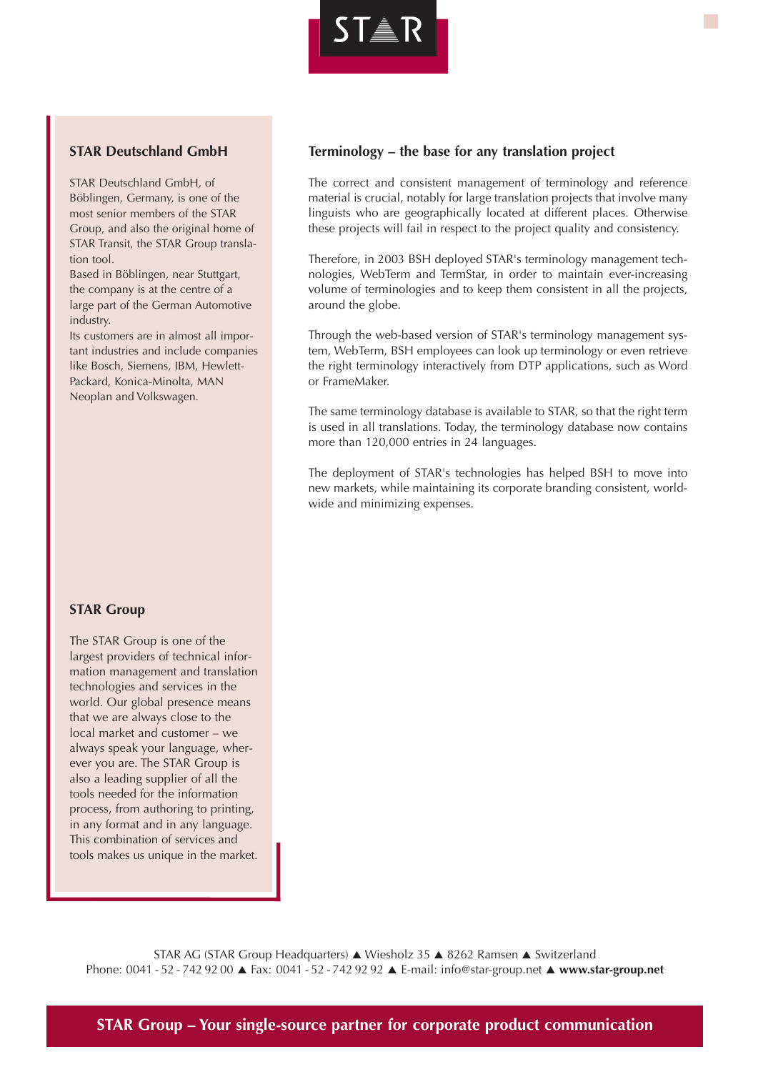STAR

## STAR Deutschland GmbH

STAR Deutschland GmbH, of Böblingen, Germany, is one of the most senior members of the STAR Group, and also the original home of STAR Transit, the STAR Group translation tool.
Based in Böblingen, near Stuttgart, the company is at the centre of a large part of the German Automotive industry.
Its customers are in almost all important industries and include companies like Bosch, Siemens, IBM, Hewlett-Packard, Konica-Minolta, MAN Neoplan and Volkswagen.

## STAR Group

The STAR Group is one of the largest providers of technical information management and translation technologies and services in the world. Our global presence means that we are always close to the local market and customer – we always speak your language, wherever you are. The STAR Group is also a leading supplier of all the tools needed for the information process, from authoring to printing, in any format and in any language. This combination of services and tools makes us unique in the market.

## Terminology – the base for any translation project

The correct and consistent management of terminology and reference material is crucial, notably for large translation projects that involve many linguists who are geographically located at different places. Otherwise these projects will fail in respect to the project quality and consistency.

Therefore, in 2003 BSH deployed STAR's terminology management technologies, WebTerm and TermStar, in order to maintain ever-increasing volume of terminologies and to keep them consistent in all the projects, around the globe.

Through the web-based version of STAR's terminology management system, WebTerm, BSH employees can look up terminology or even retrieve the right terminology interactively from DTP applications, such as Word or FrameMaker.

The same terminology database is available to STAR, so that the right term is used in all translations. Today, the terminology database now contains more than 120,000 entries in 24 languages.

The deployment of STAR's technologies has helped BSH to move into new markets, while maintaining its corporate branding consistent, worldwide and minimizing expenses.

STAR AG (STAR Group Headquarters) ▲ Wiesholz 35 ▲ 8262 Ramsen ▲ Switzerland
Phone: 0041 - 52 - 742 92 00 ▲ Fax: 0041 - 52 - 742 92 92 ▲ E-mail: info@star-group.net ▲ **www.star-group.net**

**STAR Group – Your single-source partner for corporate product communication**